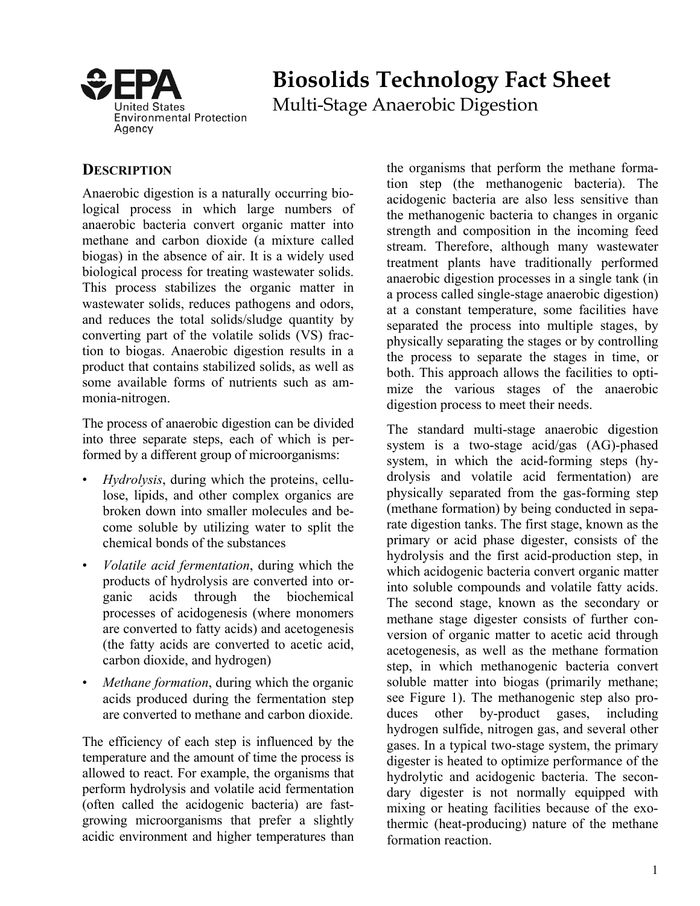# Biosolids Technology Fact Sheet

## Multi-Stage Anaerobic Digestion

United States Environmental Protection Agency

## DESCRIPTION

Anaerobic digestion is a naturally occurring biological process in which large numbers of anaerobic bacteria convert organic matter into methane and carbon dioxide (a mixture called biogas) in the absence of air. It is a widely used biological process for treating wastewater solids. This process stabilizes the organic matter in wastewater solids, reduces pathogens and odors, and reduces the total solids/sludge quantity by converting part of the volatile solids (VS) fraction to biogas. Anaerobic digestion results in a product that contains stabilized solids, as well as some available forms of nutrients such as ammonia-nitrogen.

The process of anaerobic digestion can be divided into three separate steps, each of which is performed by a different group of microorganisms:

- *Hydrolysis*, during which the proteins, cellulose, lipids, and other complex organics are broken down into smaller molecules and become soluble by utilizing water to split the chemical bonds of the substances
- *Volatile acid fermentation*, during which the products of hydrolysis are converted into organic acids through the biochemical processes of acidogenesis (where monomers are converted to fatty acids) and acetogenesis (the fatty acids are converted to acetic acid, carbon dioxide, and hydrogen)
- *Methane formation*, during which the organic acids produced during the fermentation step are converted to methane and carbon dioxide.

The efficiency of each step is influenced by the temperature and the amount of time the process is allowed to react. For example, the organisms that perform hydrolysis and volatile acid fermentation (often called the acidogenic bacteria) are fast-growing microorganisms that prefer a slightly acidic environment and higher temperatures than the organisms that perform the methane formation step (the methanogenic bacteria). The acidogenic bacteria are also less sensitive than the methanogenic bacteria to changes in organic strength and composition in the incoming feed stream. Therefore, although many wastewater treatment plants have traditionally performed anaerobic digestion processes in a single tank (in a process called single-stage anaerobic digestion) at a constant temperature, some facilities have separated the process into multiple stages, by physically separating the stages or by controlling the process to separate the stages in time, or both. This approach allows the facilities to optimize the various stages of the anaerobic digestion process to meet their needs.

The standard multi-stage anaerobic digestion system is a two-stage acid/gas (AG)-phased system, in which the acid-forming steps (hydrolysis and volatile acid fermentation) are physically separated from the gas-forming step (methane formation) by being conducted in separate digestion tanks. The first stage, known as the primary or acid phase digester, consists of the hydrolysis and the first acid-production step, in which acidogenic bacteria convert organic matter into soluble compounds and volatile fatty acids. The second stage, known as the secondary or methane stage digester consists of further conversion of organic matter to acetic acid through acetogenesis, as well as the methane formation step, in which methanogenic bacteria convert soluble matter into biogas (primarily methane; see Figure 1). The methanogenic step also produces other by-product gases, including hydrogen sulfide, nitrogen gas, and several other gases. In a typical two-stage system, the primary digester is heated to optimize performance of the hydrolytic and acidogenic bacteria. The secondary digester is not normally equipped with mixing or heating facilities because of the exothermic (heat-producing) nature of the methane formation reaction.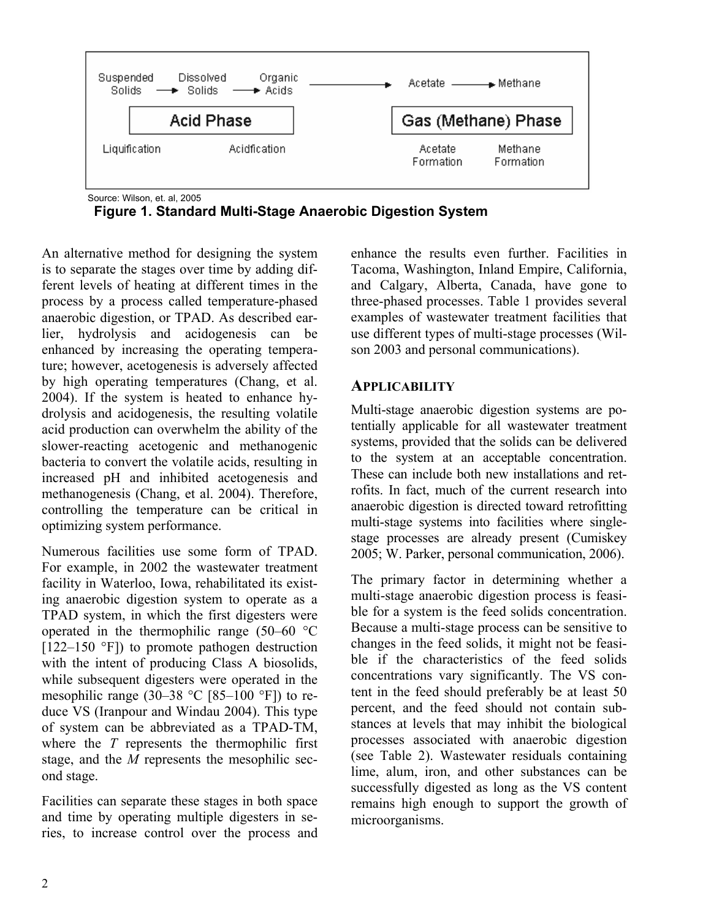| Suspended Solids → | Dissolved Solids → | Organic Acids → | Acetate → | Methane |
|---|---|---|---|---|
| **Acid Phase** | | | **Gas (Methane) Phase** | |
| Liquification | | Acidfication | Acetate Formation | Methane Formation |

Source: Wilson, et. al, 2005

**Figure 1. Standard Multi-Stage Anaerobic Digestion System**

An alternative method for designing the system is to separate the stages over time by adding different levels of heating at different times in the process by a process called temperature-phased anaerobic digestion, or TPAD. As described earlier, hydrolysis and acidogenesis can be enhanced by increasing the operating temperature; however, acetogenesis is adversely affected by high operating temperatures (Chang, et al. 2004). If the system is heated to enhance hydrolysis and acidogenesis, the resulting volatile acid production can overwhelm the ability of the slower-reacting acetogenic and methanogenic bacteria to convert the volatile acids, resulting in increased pH and inhibited acetogenesis and methanogenesis (Chang, et al. 2004). Therefore, controlling the temperature can be critical in optimizing system performance.

Numerous facilities use some form of TPAD. For example, in 2002 the wastewater treatment facility in Waterloo, Iowa, rehabilitated its existing anaerobic digestion system to operate as a TPAD system, in which the first digesters were operated in the thermophilic range (50–60 °C [122–150 °F]) to promote pathogen destruction with the intent of producing Class A biosolids, while subsequent digesters were operated in the mesophilic range (30–38 °C [85–100 °F]) to reduce VS (Iranpour and Windau 2004). This type of system can be abbreviated as a TPAD-TM, where the *T* represents the thermophilic first stage, and the *M* represents the mesophilic second stage.

Facilities can separate these stages in both space and time by operating multiple digesters in series, to increase control over the process and enhance the results even further. Facilities in Tacoma, Washington, Inland Empire, California, and Calgary, Alberta, Canada, have gone to three-phased processes. Table 1 provides several examples of wastewater treatment facilities that use different types of multi-stage processes (Wilson 2003 and personal communications).

## APPLICABILITY

Multi-stage anaerobic digestion systems are potentially applicable for all wastewater treatment systems, provided that the solids can be delivered to the system at an acceptable concentration. These can include both new installations and retrofits. In fact, much of the current research into anaerobic digestion is directed toward retrofitting multi-stage systems into facilities where single-stage processes are already present (Cumiskey 2005; W. Parker, personal communication, 2006).

The primary factor in determining whether a multi-stage anaerobic digestion process is feasible for a system is the feed solids concentration. Because a multi-stage process can be sensitive to changes in the feed solids, it might not be feasible if the characteristics of the feed solids concentrations vary significantly. The VS content in the feed should preferably be at least 50 percent, and the feed should not contain substances at levels that may inhibit the biological processes associated with anaerobic digestion (see Table 2). Wastewater residuals containing lime, alum, iron, and other substances can be successfully digested as long as the VS content remains high enough to support the growth of microorganisms.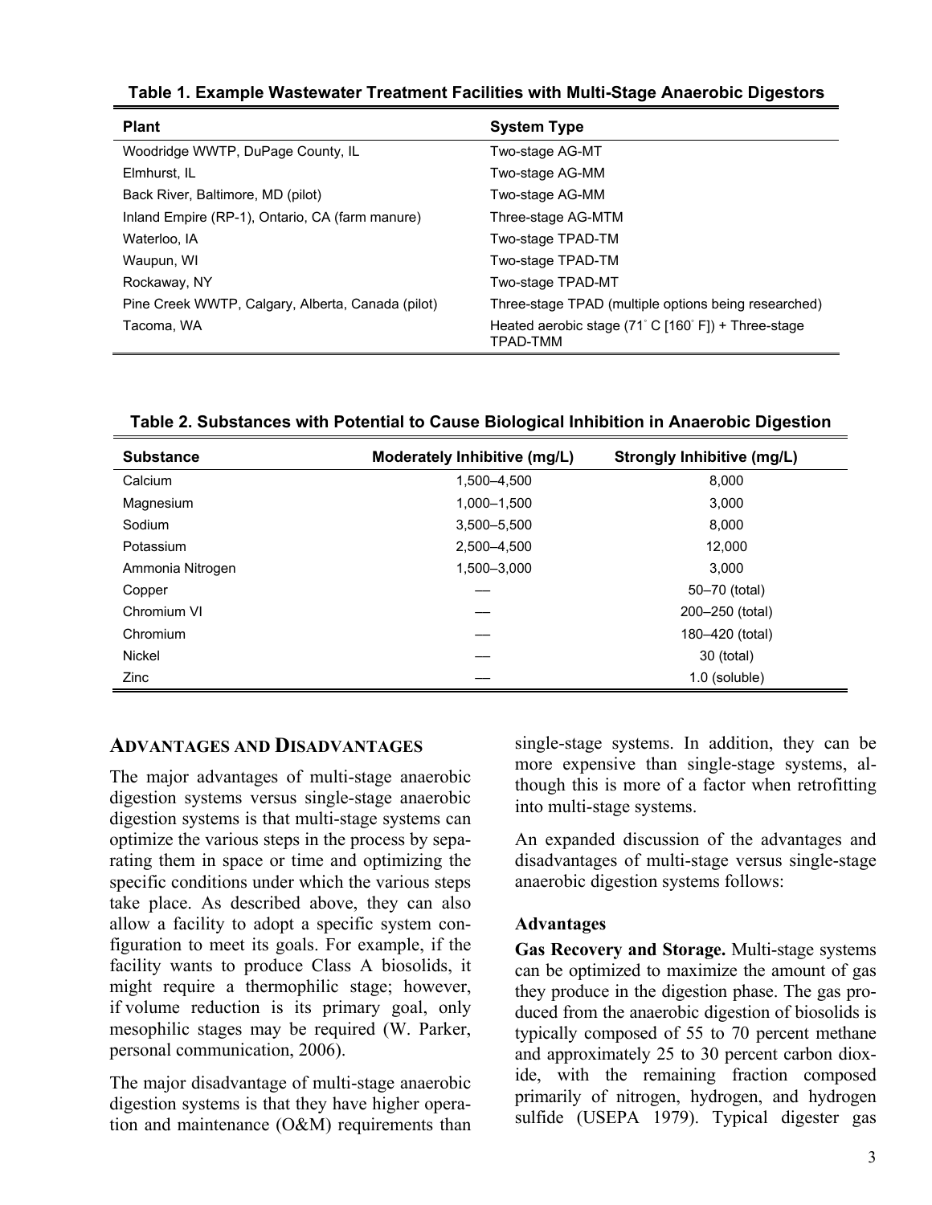**Table 1. Example Wastewater Treatment Facilities with Multi-Stage Anaerobic Digestors**

| Plant | System Type |
|---|---|
| Woodridge WWTP, DuPage County, IL | Two-stage AG-MT |
| Elmhurst, IL | Two-stage AG-MM |
| Back River, Baltimore, MD (pilot) | Two-stage AG-MM |
| Inland Empire (RP-1), Ontario, CA (farm manure) | Three-stage AG-MTM |
| Waterloo, IA | Two-stage TPAD-TM |
| Waupun, WI | Two-stage TPAD-TM |
| Rockaway, NY | Two-stage TPAD-MT |
| Pine Creek WWTP, Calgary, Alberta, Canada (pilot) | Three-stage TPAD (multiple options being researched) |
| Tacoma, WA | Heated aerobic stage (71° C [160° F]) + Three-stage TPAD-TMM |

**Table 2. Substances with Potential to Cause Biological Inhibition in Anaerobic Digestion**

| Substance | Moderately Inhibitive (mg/L) | Strongly Inhibitive (mg/L) |
|---|---|---|
| Calcium | 1,500–4,500 | 8,000 |
| Magnesium | 1,000–1,500 | 3,000 |
| Sodium | 3,500–5,500 | 8,000 |
| Potassium | 2,500–4,500 | 12,000 |
| Ammonia Nitrogen | 1,500–3,000 | 3,000 |
| Copper | — | 50–70 (total) |
| Chromium VI | — | 200–250 (total) |
| Chromium | — | 180–420 (total) |
| Nickel | — | 30 (total) |
| Zinc | — | 1.0 (soluble) |

## ADVANTAGES AND DISADVANTAGES

The major advantages of multi-stage anaerobic digestion systems versus single-stage anaerobic digestion systems is that multi-stage systems can optimize the various steps in the process by separating them in space or time and optimizing the specific conditions under which the various steps take place. As described above, they can also allow a facility to adopt a specific system configuration to meet its goals. For example, if the facility wants to produce Class A biosolids, it might require a thermophilic stage; however, if volume reduction is its primary goal, only mesophilic stages may be required (W. Parker, personal communication, 2006).

The major disadvantage of multi-stage anaerobic digestion systems is that they have higher operation and maintenance (O&M) requirements than single-stage systems. In addition, they can be more expensive than single-stage systems, although this is more of a factor when retrofitting into multi-stage systems.

An expanded discussion of the advantages and disadvantages of multi-stage versus single-stage anaerobic digestion systems follows:

### Advantages

**Gas Recovery and Storage.** Multi-stage systems can be optimized to maximize the amount of gas they produce in the digestion phase. The gas produced from the anaerobic digestion of biosolids is typically composed of 55 to 70 percent methane and approximately 25 to 30 percent carbon dioxide, with the remaining fraction composed primarily of nitrogen, hydrogen, and hydrogen sulfide (USEPA 1979). Typical digester gas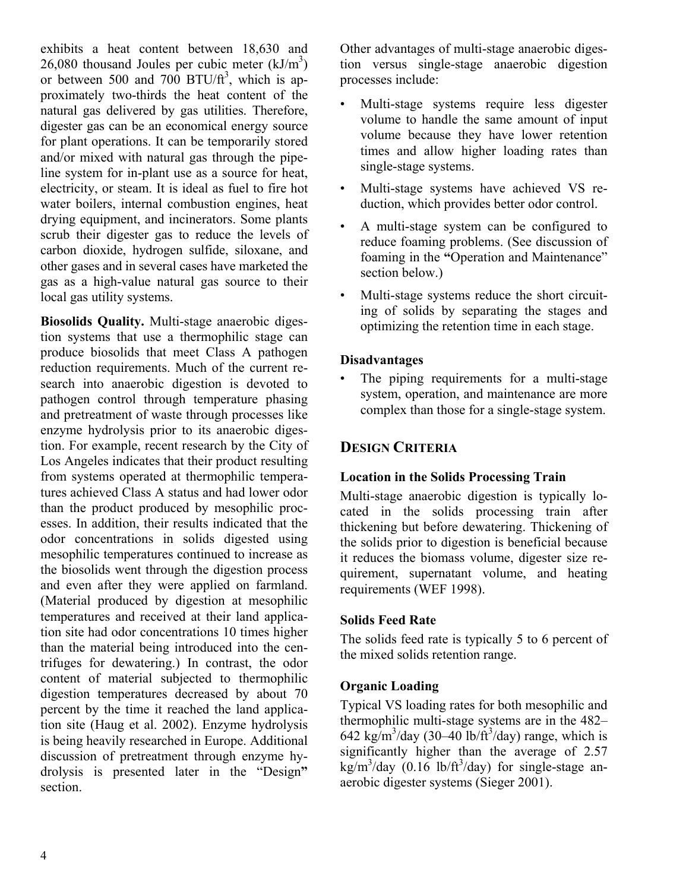exhibits a heat content between 18,630 and 26,080 thousand Joules per cubic meter (kJ/m$^3$) or between 500 and 700 BTU/ft$^3$, which is approximately two-thirds the heat content of the natural gas delivered by gas utilities. Therefore, digester gas can be an economical energy source for plant operations. It can be temporarily stored and/or mixed with natural gas through the pipeline system for in-plant use as a source for heat, electricity, or steam. It is ideal as fuel to fire hot water boilers, internal combustion engines, heat drying equipment, and incinerators. Some plants scrub their digester gas to reduce the levels of carbon dioxide, hydrogen sulfide, siloxane, and other gases and in several cases have marketed the gas as a high-value natural gas source to their local gas utility systems.

**Biosolids Quality.** Multi-stage anaerobic digestion systems that use a thermophilic stage can produce biosolids that meet Class A pathogen reduction requirements. Much of the current research into anaerobic digestion is devoted to pathogen control through temperature phasing and pretreatment of waste through processes like enzyme hydrolysis prior to its anaerobic digestion. For example, recent research by the City of Los Angeles indicates that their product resulting from systems operated at thermophilic temperatures achieved Class A status and had lower odor than the product produced by mesophilic processes. In addition, their results indicated that the odor concentrations in solids digested using mesophilic temperatures continued to increase as the biosolids went through the digestion process and even after they were applied on farmland. (Material produced by digestion at mesophilic temperatures and received at their land application site had odor concentrations 10 times higher than the material being introduced into the centrifuges for dewatering.) In contrast, the odor content of material subjected to thermophilic digestion temperatures decreased by about 70 percent by the time it reached the land application site (Haug et al. 2002). Enzyme hydrolysis is being heavily researched in Europe. Additional discussion of pretreatment through enzyme hydrolysis is presented later in the "Design" section.

Other advantages of multi-stage anaerobic digestion versus single-stage anaerobic digestion processes include:

- Multi-stage systems require less digester volume to handle the same amount of input volume because they have lower retention times and allow higher loading rates than single-stage systems.
- Multi-stage systems have achieved VS reduction, which provides better odor control.
- A multi-stage system can be configured to reduce foaming problems. (See discussion of foaming in the "Operation and Maintenance" section below.)
- Multi-stage systems reduce the short circuiting of solids by separating the stages and optimizing the retention time in each stage.

### Disadvantages

- The piping requirements for a multi-stage system, operation, and maintenance are more complex than those for a single-stage system.

## DESIGN CRITERIA

### Location in the Solids Processing Train

Multi-stage anaerobic digestion is typically located in the solids processing train after thickening but before dewatering. Thickening of the solids prior to digestion is beneficial because it reduces the biomass volume, digester size requirement, supernatant volume, and heating requirements (WEF 1998).

### Solids Feed Rate

The solids feed rate is typically 5 to 6 percent of the mixed solids retention range.

### Organic Loading

Typical VS loading rates for both mesophilic and thermophilic multi-stage systems are in the 482–642 kg/m$^3$/day (30–40 lb/ft$^3$/day) range, which is significantly higher than the average of 2.57 kg/m$^3$/day (0.16 lb/ft$^3$/day) for single-stage anaerobic digester systems (Sieger 2001).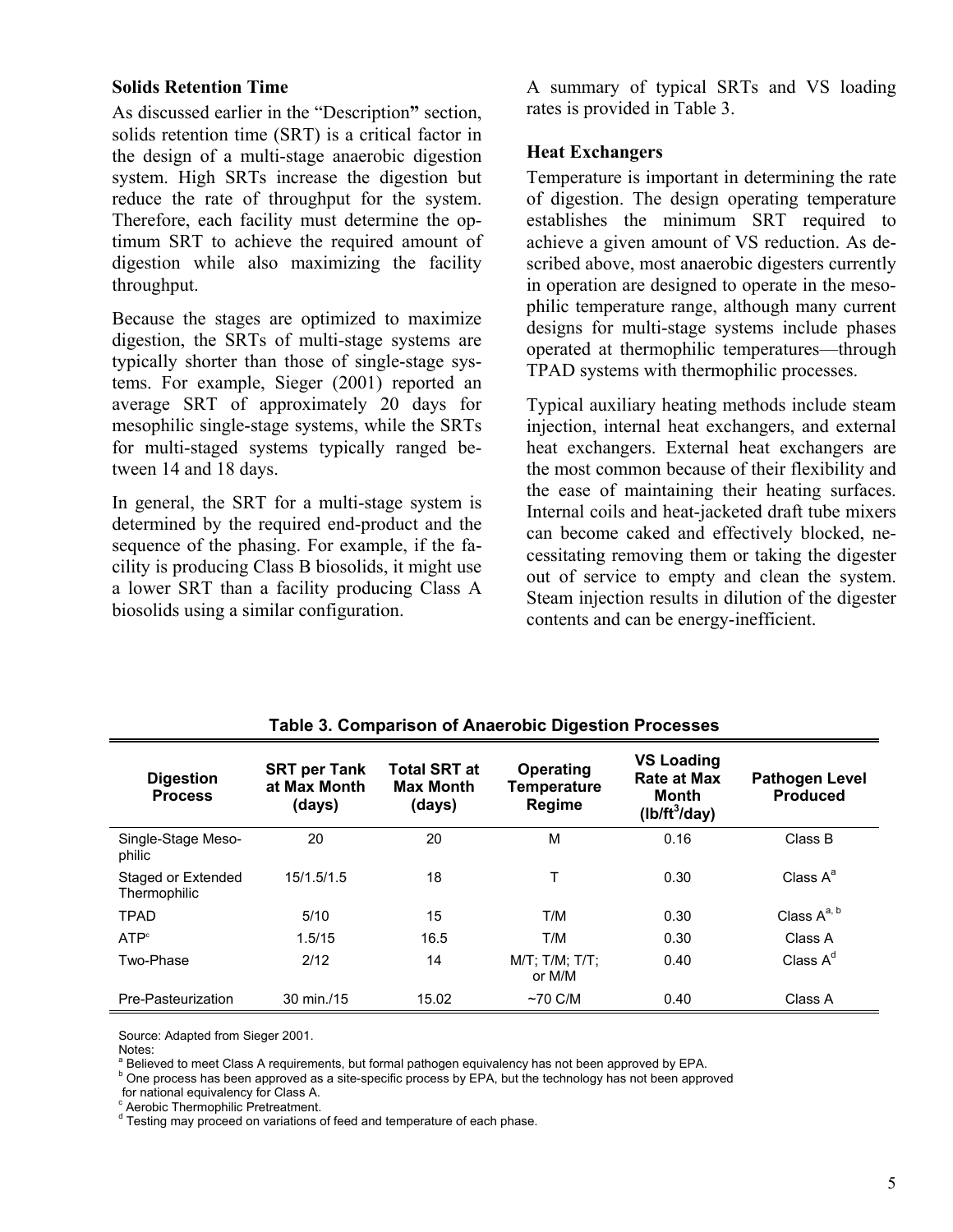### Solids Retention Time

As discussed earlier in the "Description**"** section, solids retention time (SRT) is a critical factor in the design of a multi-stage anaerobic digestion system. High SRTs increase the digestion but reduce the rate of throughput for the system. Therefore, each facility must determine the optimum SRT to achieve the required amount of digestion while also maximizing the facility throughput.

Because the stages are optimized to maximize digestion, the SRTs of multi-stage systems are typically shorter than those of single-stage systems. For example, Sieger (2001) reported an average SRT of approximately 20 days for mesophilic single-stage systems, while the SRTs for multi-staged systems typically ranged between 14 and 18 days.

In general, the SRT for a multi-stage system is determined by the required end-product and the sequence of the phasing. For example, if the facility is producing Class B biosolids, it might use a lower SRT than a facility producing Class A biosolids using a similar configuration.

A summary of typical SRTs and VS loading rates is provided in Table 3.

### Heat Exchangers

Temperature is important in determining the rate of digestion. The design operating temperature establishes the minimum SRT required to achieve a given amount of VS reduction. As described above, most anaerobic digesters currently in operation are designed to operate in the mesophilic temperature range, although many current designs for multi-stage systems include phases operated at thermophilic temperatures—through TPAD systems with thermophilic processes.

Typical auxiliary heating methods include steam injection, internal heat exchangers, and external heat exchangers. External heat exchangers are the most common because of their flexibility and the ease of maintaining their heating surfaces. Internal coils and heat-jacketed draft tube mixers can become caked and effectively blocked, necessitating removing them or taking the digester out of service to empty and clean the system. Steam injection results in dilution of the digester contents and can be energy-inefficient.

**Table 3. Comparison of Anaerobic Digestion Processes**

| Digestion Process | SRT per Tank at Max Month (days) | Total SRT at Max Month (days) | Operating Temperature Regime | VS Loading Rate at Max Month ($lb/ft^3/day$) | Pathogen Level Produced |
|---|---|---|---|---|---|
| Single-Stage Mesophilic | 20 | 20 | M | 0.16 | Class B |
| Staged or Extended Thermophilic | 15/1.5/1.5 | 18 | T | 0.30 | Class A[a] |
| TPAD | 5/10 | 15 | T/M | 0.30 | Class A[a, b] |
| ATP[c] | 1.5/15 | 16.5 | T/M | 0.30 | Class A |
| Two-Phase | 2/12 | 14 | M/T; T/M; T/T; or M/M | 0.40 | Class A[d] |
| Pre-Pasteurization | 30 min./15 | 15.02 | ~70 C/M | 0.40 | Class A |

Source: Adapted from Sieger 2001.

Notes:

[a] Believed to meet Class A requirements, but formal pathogen equivalency has not been approved by EPA.

[b] One process has been approved as a site-specific process by EPA, but the technology has not been approved for national equivalency for Class A.

[c] Aerobic Thermophilic Pretreatment.

[d] Testing may proceed on variations of feed and temperature of each phase.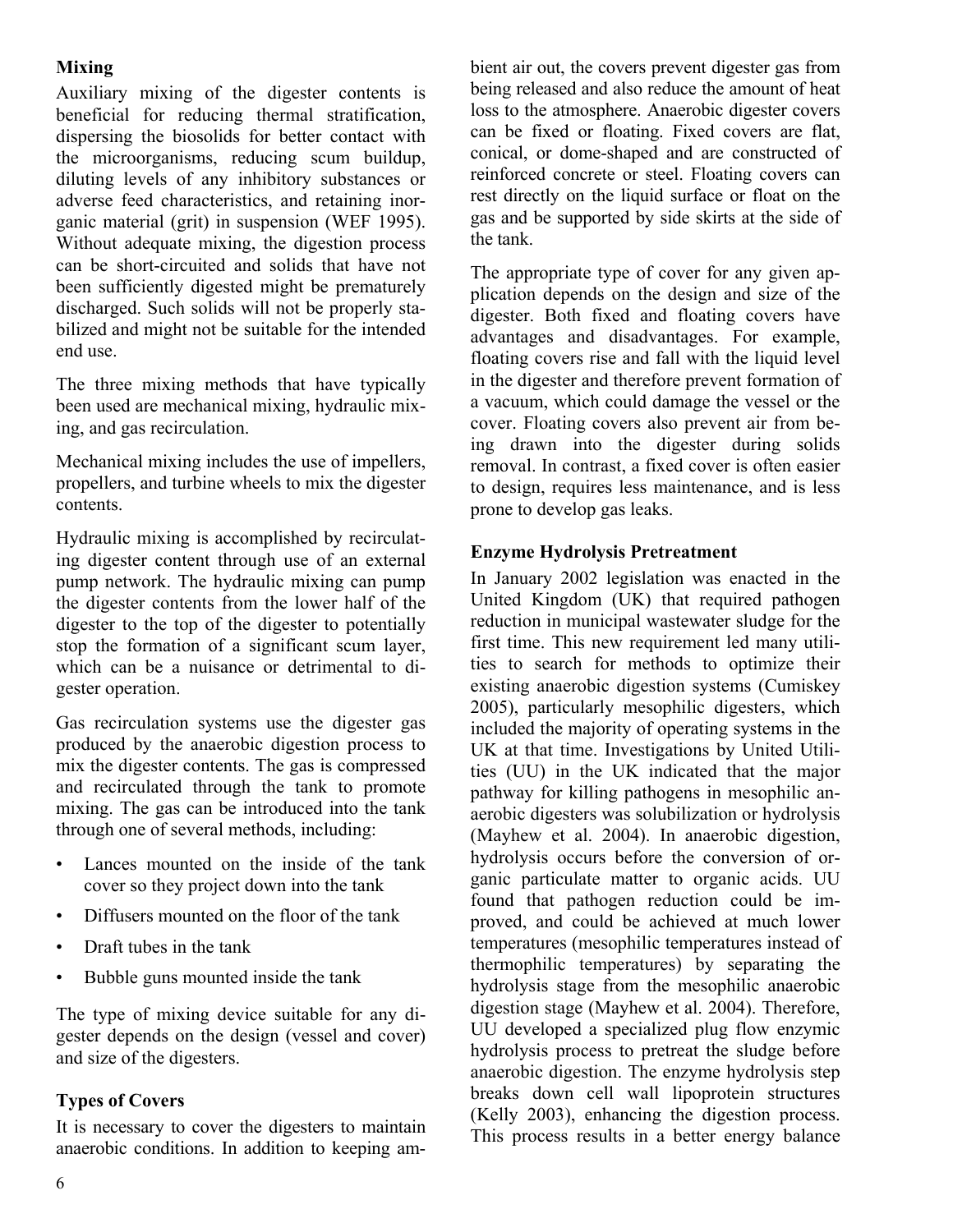### Mixing

Auxiliary mixing of the digester contents is beneficial for reducing thermal stratification, dispersing the biosolids for better contact with the microorganisms, reducing scum buildup, diluting levels of any inhibitory substances or adverse feed characteristics, and retaining inorganic material (grit) in suspension (WEF 1995). Without adequate mixing, the digestion process can be short-circuited and solids that have not been sufficiently digested might be prematurely discharged. Such solids will not be properly stabilized and might not be suitable for the intended end use.

The three mixing methods that have typically been used are mechanical mixing, hydraulic mixing, and gas recirculation.

Mechanical mixing includes the use of impellers, propellers, and turbine wheels to mix the digester contents.

Hydraulic mixing is accomplished by recirculating digester content through use of an external pump network. The hydraulic mixing can pump the digester contents from the lower half of the digester to the top of the digester to potentially stop the formation of a significant scum layer, which can be a nuisance or detrimental to digester operation.

Gas recirculation systems use the digester gas produced by the anaerobic digestion process to mix the digester contents. The gas is compressed and recirculated through the tank to promote mixing. The gas can be introduced into the tank through one of several methods, including:

- Lances mounted on the inside of the tank cover so they project down into the tank
- Diffusers mounted on the floor of the tank
- Draft tubes in the tank
- Bubble guns mounted inside the tank

The type of mixing device suitable for any digester depends on the design (vessel and cover) and size of the digesters.

### Types of Covers

It is necessary to cover the digesters to maintain anaerobic conditions. In addition to keeping ambient air out, the covers prevent digester gas from being released and also reduce the amount of heat loss to the atmosphere. Anaerobic digester covers can be fixed or floating. Fixed covers are flat, conical, or dome-shaped and are constructed of reinforced concrete or steel. Floating covers can rest directly on the liquid surface or float on the gas and be supported by side skirts at the side of the tank.

The appropriate type of cover for any given application depends on the design and size of the digester. Both fixed and floating covers have advantages and disadvantages. For example, floating covers rise and fall with the liquid level in the digester and therefore prevent formation of a vacuum, which could damage the vessel or the cover. Floating covers also prevent air from being drawn into the digester during solids removal. In contrast, a fixed cover is often easier to design, requires less maintenance, and is less prone to develop gas leaks.

### Enzyme Hydrolysis Pretreatment

In January 2002 legislation was enacted in the United Kingdom (UK) that required pathogen reduction in municipal wastewater sludge for the first time. This new requirement led many utilities to search for methods to optimize their existing anaerobic digestion systems (Cumiskey 2005), particularly mesophilic digesters, which included the majority of operating systems in the UK at that time. Investigations by United Utilities (UU) in the UK indicated that the major pathway for killing pathogens in mesophilic anaerobic digesters was solubilization or hydrolysis (Mayhew et al. 2004). In anaerobic digestion, hydrolysis occurs before the conversion of organic particulate matter to organic acids. UU found that pathogen reduction could be improved, and could be achieved at much lower temperatures (mesophilic temperatures instead of thermophilic temperatures) by separating the hydrolysis stage from the mesophilic anaerobic digestion stage (Mayhew et al. 2004). Therefore, UU developed a specialized plug flow enzymic hydrolysis process to pretreat the sludge before anaerobic digestion. The enzyme hydrolysis step breaks down cell wall lipoprotein structures (Kelly 2003), enhancing the digestion process. This process results in a better energy balance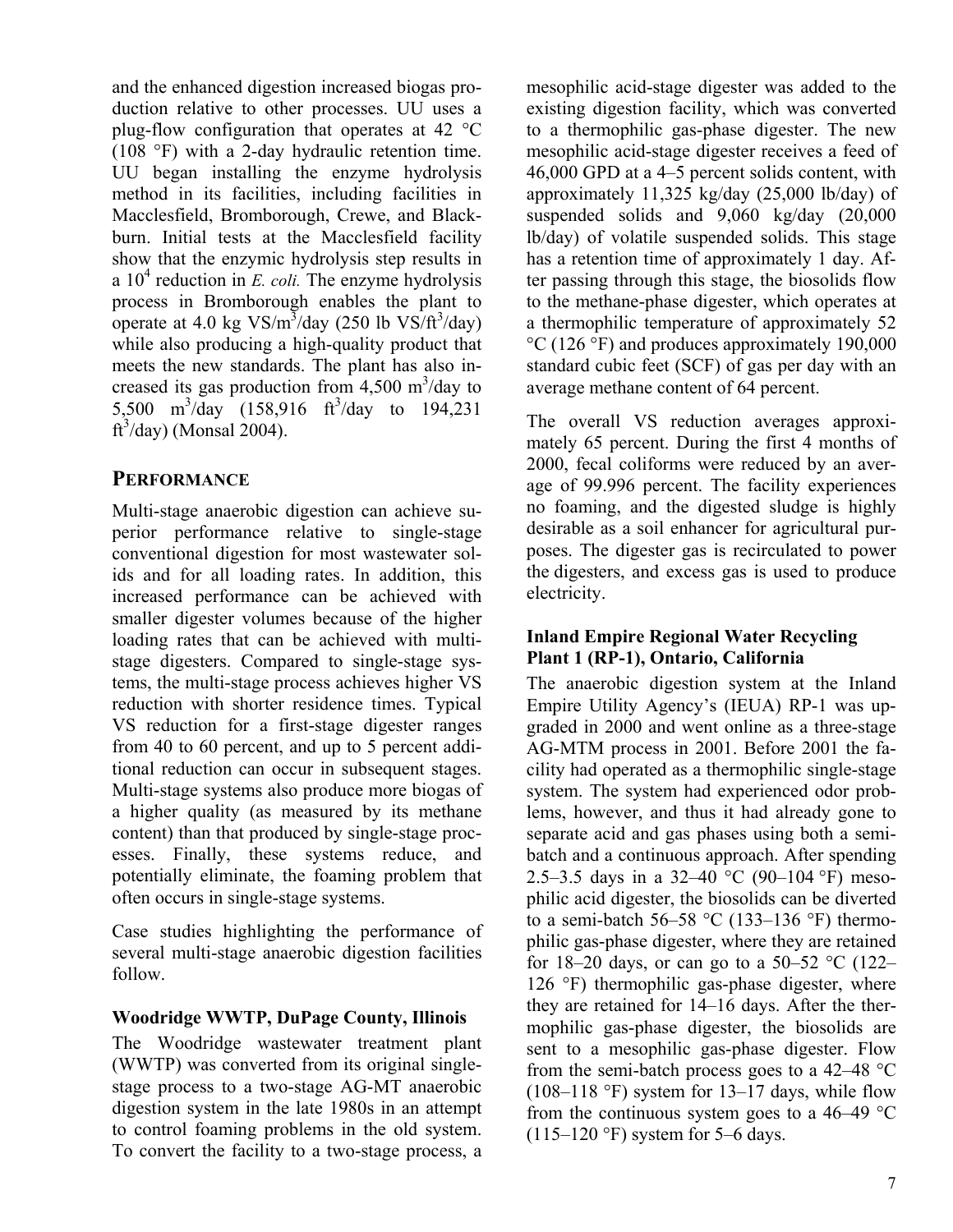and the enhanced digestion increased biogas production relative to other processes. UU uses a plug-flow configuration that operates at 42 °C (108 °F) with a 2-day hydraulic retention time. UU began installing the enzyme hydrolysis method in its facilities, including facilities in Macclesfield, Bromborough, Crewe, and Blackburn. Initial tests at the Macclesfield facility show that the enzymic hydrolysis step results in a $10^4$ reduction in *E. coli.* The enzyme hydrolysis process in Bromborough enables the plant to operate at 4.0 kg VS/m$^3$/day (250 lb VS/ft$^3$/day) while also producing a high-quality product that meets the new standards. The plant has also increased its gas production from 4,500 m$^3$/day to 5,500 m$^3$/day (158,916 ft$^3$/day to 194,231 ft$^3$/day) (Monsal 2004).

## PERFORMANCE

Multi-stage anaerobic digestion can achieve superior performance relative to single-stage conventional digestion for most wastewater solids and for all loading rates. In addition, this increased performance can be achieved with smaller digester volumes because of the higher loading rates that can be achieved with multi-stage digesters. Compared to single-stage systems, the multi-stage process achieves higher VS reduction with shorter residence times. Typical VS reduction for a first-stage digester ranges from 40 to 60 percent, and up to 5 percent additional reduction can occur in subsequent stages. Multi-stage systems also produce more biogas of a higher quality (as measured by its methane content) than that produced by single-stage processes. Finally, these systems reduce, and potentially eliminate, the foaming problem that often occurs in single-stage systems.

Case studies highlighting the performance of several multi-stage anaerobic digestion facilities follow.

### Woodridge WWTP, DuPage County, Illinois

The Woodridge wastewater treatment plant (WWTP) was converted from its original single-stage process to a two-stage AG-MT anaerobic digestion system in the late 1980s in an attempt to control foaming problems in the old system. To convert the facility to a two-stage process, a mesophilic acid-stage digester was added to the existing digestion facility, which was converted to a thermophilic gas-phase digester. The new mesophilic acid-stage digester receives a feed of 46,000 GPD at a 4–5 percent solids content, with approximately 11,325 kg/day (25,000 lb/day) of suspended solids and 9,060 kg/day (20,000 lb/day) of volatile suspended solids. This stage has a retention time of approximately 1 day. After passing through this stage, the biosolids flow to the methane-phase digester, which operates at a thermophilic temperature of approximately 52 °C (126 °F) and produces approximately 190,000 standard cubic feet (SCF) of gas per day with an average methane content of 64 percent.

The overall VS reduction averages approximately 65 percent. During the first 4 months of 2000, fecal coliforms were reduced by an average of 99.996 percent. The facility experiences no foaming, and the digested sludge is highly desirable as a soil enhancer for agricultural purposes. The digester gas is recirculated to power the digesters, and excess gas is used to produce electricity.

### Inland Empire Regional Water Recycling Plant 1 (RP-1), Ontario, California

The anaerobic digestion system at the Inland Empire Utility Agency's (IEUA) RP-1 was upgraded in 2000 and went online as a three-stage AG-MTM process in 2001. Before 2001 the facility had operated as a thermophilic single-stage system. The system had experienced odor problems, however, and thus it had already gone to separate acid and gas phases using both a semi-batch and a continuous approach. After spending 2.5–3.5 days in a 32–40 °C (90–104 °F) mesophilic acid digester, the biosolids can be diverted to a semi-batch 56–58 °C (133–136 °F) thermophilic gas-phase digester, where they are retained for 18–20 days, or can go to a 50–52 °C (122–126 °F) thermophilic gas-phase digester, where they are retained for 14–16 days. After the thermophilic gas-phase digester, the biosolids are sent to a mesophilic gas-phase digester. Flow from the semi-batch process goes to a 42–48 °C (108–118 °F) system for 13–17 days, while flow from the continuous system goes to a 46–49 °C (115–120 °F) system for 5–6 days.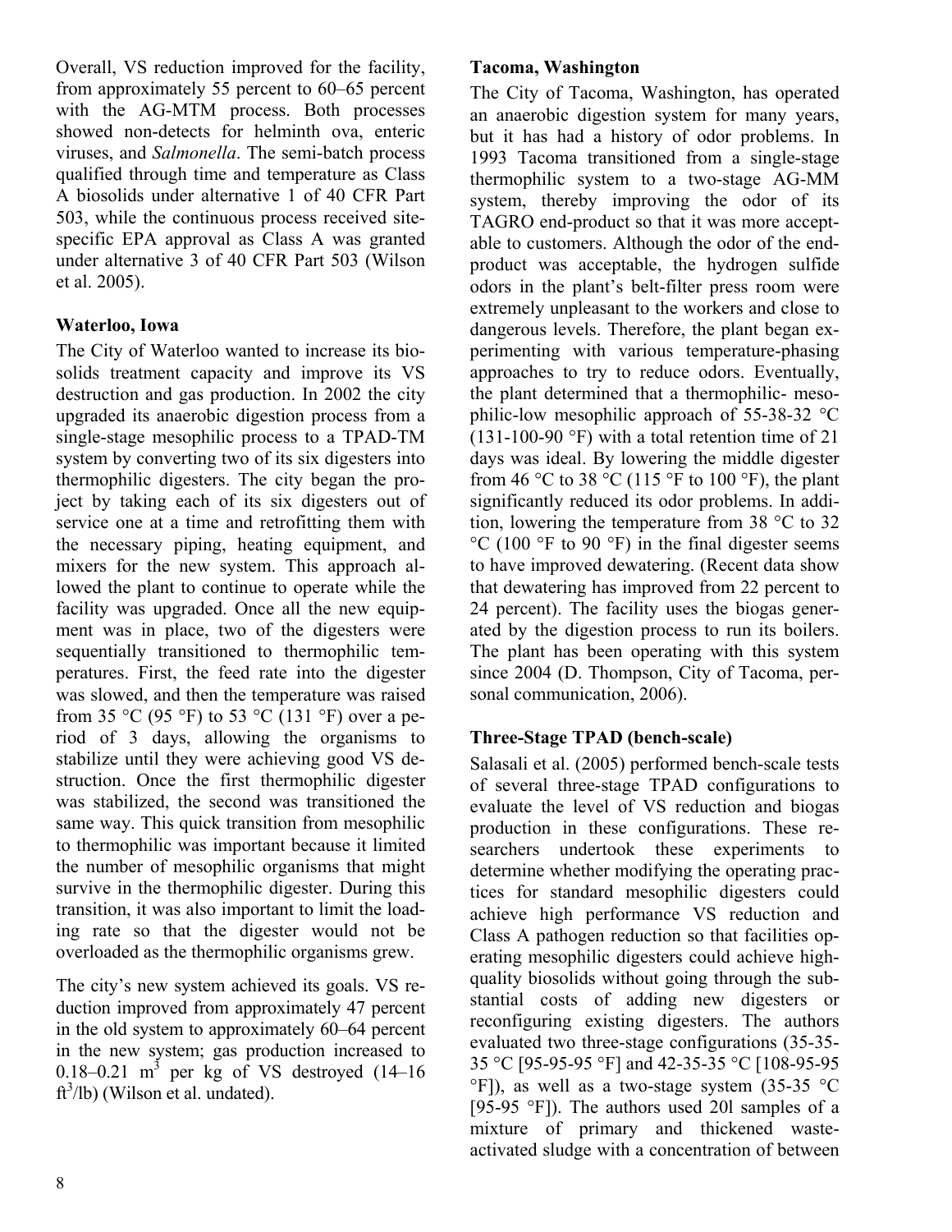Overall, VS reduction improved for the facility, from approximately 55 percent to 60–65 percent with the AG-MTM process. Both processes showed non-detects for helminth ova, enteric viruses, and *Salmonella*. The semi-batch process qualified through time and temperature as Class A biosolids under alternative 1 of 40 CFR Part 503, while the continuous process received site-specific EPA approval as Class A was granted under alternative 3 of 40 CFR Part 503 (Wilson et al. 2005).

**Waterloo, Iowa**

The City of Waterloo wanted to increase its biosolids treatment capacity and improve its VS destruction and gas production. In 2002 the city upgraded its anaerobic digestion process from a single-stage mesophilic process to a TPAD-TM system by converting two of its six digesters into thermophilic digesters. The city began the project by taking each of its six digesters out of service one at a time and retrofitting them with the necessary piping, heating equipment, and mixers for the new system. This approach allowed the plant to continue to operate while the facility was upgraded. Once all the new equipment was in place, two of the digesters were sequentially transitioned to thermophilic temperatures. First, the feed rate into the digester was slowed, and then the temperature was raised from 35 °C (95 °F) to 53 °C (131 °F) over a period of 3 days, allowing the organisms to stabilize until they were achieving good VS destruction. Once the first thermophilic digester was stabilized, the second was transitioned the same way. This quick transition from mesophilic to thermophilic was important because it limited the number of mesophilic organisms that might survive in the thermophilic digester. During this transition, it was also important to limit the loading rate so that the digester would not be overloaded as the thermophilic organisms grew.

The city's new system achieved its goals. VS reduction improved from approximately 47 percent in the old system to approximately 60–64 percent in the new system; gas production increased to 0.18–0.21 $m^3$ per kg of VS destroyed (14–16 $ft^3$/lb) (Wilson et al. undated).

**Tacoma, Washington**

The City of Tacoma, Washington, has operated an anaerobic digestion system for many years, but it has had a history of odor problems. In 1993 Tacoma transitioned from a single-stage thermophilic system to a two-stage AG-MM system, thereby improving the odor of its TAGRO end-product so that it was more acceptable to customers. Although the odor of the end-product was acceptable, the hydrogen sulfide odors in the plant's belt-filter press room were extremely unpleasant to the workers and close to dangerous levels. Therefore, the plant began experimenting with various temperature-phasing approaches to try to reduce odors. Eventually, the plant determined that a thermophilic- mesophilic-low mesophilic approach of 55-38-32 °C (131-100-90 °F) with a total retention time of 21 days was ideal. By lowering the middle digester from 46 °C to 38 °C (115 °F to 100 °F), the plant significantly reduced its odor problems. In addition, lowering the temperature from 38 °C to 32 °C (100 °F to 90 °F) in the final digester seems to have improved dewatering. (Recent data show that dewatering has improved from 22 percent to 24 percent). The facility uses the biogas generated by the digestion process to run its boilers. The plant has been operating with this system since 2004 (D. Thompson, City of Tacoma, personal communication, 2006).

**Three-Stage TPAD (bench-scale)**

Salasali et al. (2005) performed bench-scale tests of several three-stage TPAD configurations to evaluate the level of VS reduction and biogas production in these configurations. These researchers undertook these experiments to determine whether modifying the operating practices for standard mesophilic digesters could achieve high performance VS reduction and Class A pathogen reduction so that facilities operating mesophilic digesters could achieve high-quality biosolids without going through the substantial costs of adding new digesters or reconfiguring existing digesters. The authors evaluated two three-stage configurations (35-35-35 °C [95-95-95 °F] and 42-35-35 °C [108-95-95 °F]), as well as a two-stage system (35-35 °C [95-95 °F]). The authors used 20l samples of a mixture of primary and thickened waste-activated sludge with a concentration of between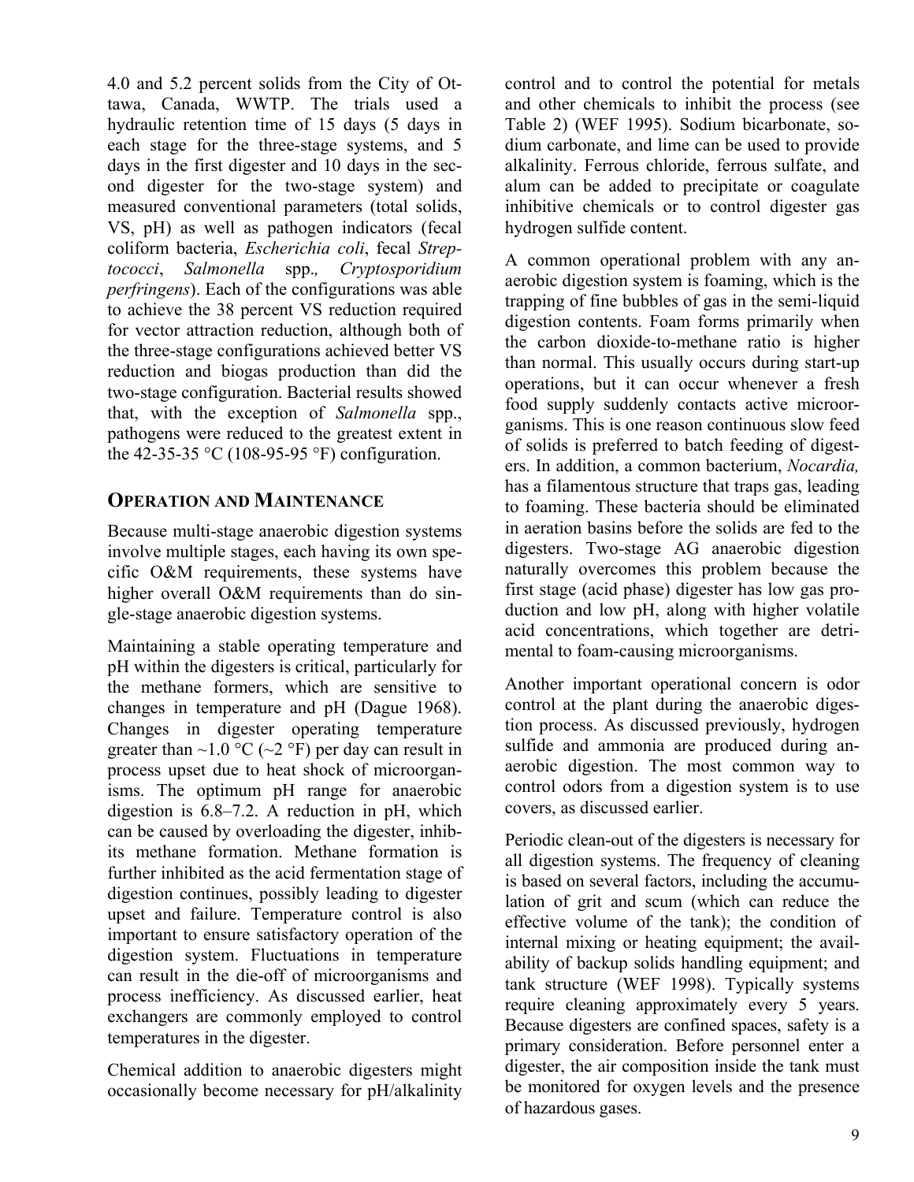4.0 and 5.2 percent solids from the City of Ottawa, Canada, WWTP. The trials used a hydraulic retention time of 15 days (5 days in each stage for the three-stage systems, and 5 days in the first digester and 10 days in the second digester for the two-stage system) and measured conventional parameters (total solids, VS, pH) as well as pathogen indicators (fecal coliform bacteria, *Escherichia coli*, fecal *Streptococci*, *Salmonella* spp., *Cryptosporidium perfringens*). Each of the configurations was able to achieve the 38 percent VS reduction required for vector attraction reduction, although both of the three-stage configurations achieved better VS reduction and biogas production than did the two-stage configuration. Bacterial results showed that, with the exception of *Salmonella* spp., pathogens were reduced to the greatest extent in the 42-35-35 °C (108-95-95 °F) configuration.

## Operation and Maintenance

Because multi-stage anaerobic digestion systems involve multiple stages, each having its own specific O&M requirements, these systems have higher overall O&M requirements than do single-stage anaerobic digestion systems.

Maintaining a stable operating temperature and pH within the digesters is critical, particularly for the methane formers, which are sensitive to changes in temperature and pH (Dague 1968). Changes in digester operating temperature greater than ~1.0 °C (~2 °F) per day can result in process upset due to heat shock of microorganisms. The optimum pH range for anaerobic digestion is 6.8–7.2. A reduction in pH, which can be caused by overloading the digester, inhibits methane formation. Methane formation is further inhibited as the acid fermentation stage of digestion continues, possibly leading to digester upset and failure. Temperature control is also important to ensure satisfactory operation of the digestion system. Fluctuations in temperature can result in the die-off of microorganisms and process inefficiency. As discussed earlier, heat exchangers are commonly employed to control temperatures in the digester.

Chemical addition to anaerobic digesters might occasionally become necessary for pH/alkalinity control and to control the potential for metals and other chemicals to inhibit the process (see Table 2) (WEF 1995). Sodium bicarbonate, sodium carbonate, and lime can be used to provide alkalinity. Ferrous chloride, ferrous sulfate, and alum can be added to precipitate or coagulate inhibitive chemicals or to control digester gas hydrogen sulfide content.

A common operational problem with any anaerobic digestion system is foaming, which is the trapping of fine bubbles of gas in the semi-liquid digestion contents. Foam forms primarily when the carbon dioxide-to-methane ratio is higher than normal. This usually occurs during start-up operations, but it can occur whenever a fresh food supply suddenly contacts active microorganisms. This is one reason continuous slow feed of solids is preferred to batch feeding of digesters. In addition, a common bacterium, *Nocardia,* has a filamentous structure that traps gas, leading to foaming. These bacteria should be eliminated in aeration basins before the solids are fed to the digesters. Two-stage AG anaerobic digestion naturally overcomes this problem because the first stage (acid phase) digester has low gas production and low pH, along with higher volatile acid concentrations, which together are detrimental to foam-causing microorganisms.

Another important operational concern is odor control at the plant during the anaerobic digestion process. As discussed previously, hydrogen sulfide and ammonia are produced during anaerobic digestion. The most common way to control odors from a digestion system is to use covers, as discussed earlier.

Periodic clean-out of the digesters is necessary for all digestion systems. The frequency of cleaning is based on several factors, including the accumulation of grit and scum (which can reduce the effective volume of the tank); the condition of internal mixing or heating equipment; the availability of backup solids handling equipment; and tank structure (WEF 1998). Typically systems require cleaning approximately every 5 years. Because digesters are confined spaces, safety is a primary consideration. Before personnel enter a digester, the air composition inside the tank must be monitored for oxygen levels and the presence of hazardous gases.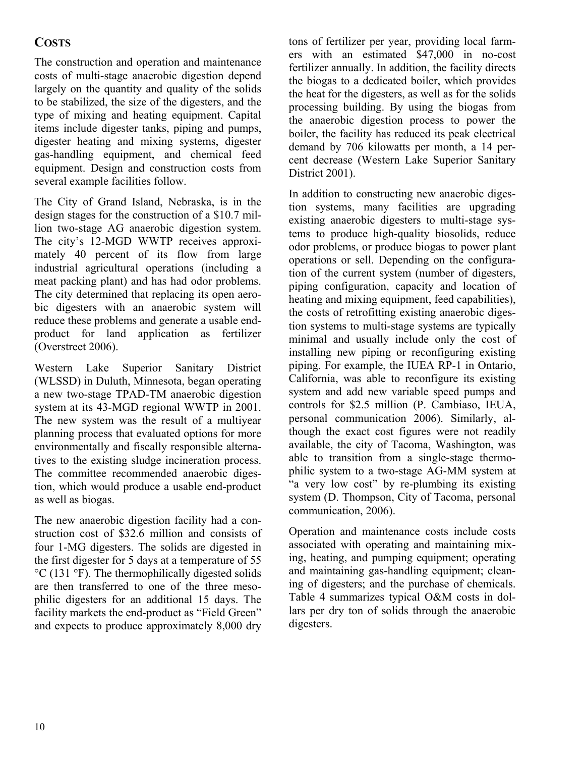## COSTS

The construction and operation and maintenance costs of multi-stage anaerobic digestion depend largely on the quantity and quality of the solids to be stabilized, the size of the digesters, and the type of mixing and heating equipment. Capital items include digester tanks, piping and pumps, digester heating and mixing systems, digester gas-handling equipment, and chemical feed equipment. Design and construction costs from several example facilities follow.

The City of Grand Island, Nebraska, is in the design stages for the construction of a $10.7 million two-stage AG anaerobic digestion system. The city's 12-MGD WWTP receives approximately 40 percent of its flow from large industrial agricultural operations (including a meat packing plant) and has had odor problems. The city determined that replacing its open aerobic digesters with an anaerobic system will reduce these problems and generate a usable end-product for land application as fertilizer (Overstreet 2006).

Western Lake Superior Sanitary District (WLSSD) in Duluth, Minnesota, began operating a new two-stage TPAD-TM anaerobic digestion system at its 43-MGD regional WWTP in 2001. The new system was the result of a multiyear planning process that evaluated options for more environmentally and fiscally responsible alternatives to the existing sludge incineration process. The committee recommended anaerobic digestion, which would produce a usable end-product as well as biogas.

The new anaerobic digestion facility had a construction cost of $32.6 million and consists of four 1-MG digesters. The solids are digested in the first digester for 5 days at a temperature of 55 °C (131 °F). The thermophilically digested solids are then transferred to one of the three mesophilic digesters for an additional 15 days. The facility markets the end-product as "Field Green" and expects to produce approximately 8,000 dry tons of fertilizer per year, providing local farmers with an estimated $47,000 in no-cost fertilizer annually. In addition, the facility directs the biogas to a dedicated boiler, which provides the heat for the digesters, as well as for the solids processing building. By using the biogas from the anaerobic digestion process to power the boiler, the facility has reduced its peak electrical demand by 706 kilowatts per month, a 14 percent decrease (Western Lake Superior Sanitary District 2001).

In addition to constructing new anaerobic digestion systems, many facilities are upgrading existing anaerobic digesters to multi-stage systems to produce high-quality biosolids, reduce odor problems, or produce biogas to power plant operations or sell. Depending on the configuration of the current system (number of digesters, piping configuration, capacity and location of heating and mixing equipment, feed capabilities), the costs of retrofitting existing anaerobic digestion systems to multi-stage systems are typically minimal and usually include only the cost of installing new piping or reconfiguring existing piping. For example, the IUEA RP-1 in Ontario, California, was able to reconfigure its existing system and add new variable speed pumps and controls for $2.5 million (P. Cambiaso, IEUA, personal communication 2006). Similarly, although the exact cost figures were not readily available, the city of Tacoma, Washington, was able to transition from a single-stage thermophilic system to a two-stage AG-MM system at "a very low cost" by re-plumbing its existing system (D. Thompson, City of Tacoma, personal communication, 2006).

Operation and maintenance costs include costs associated with operating and maintaining mixing, heating, and pumping equipment; operating and maintaining gas-handling equipment; cleaning of digesters; and the purchase of chemicals. Table 4 summarizes typical O&M costs in dollars per dry ton of solids through the anaerobic digesters.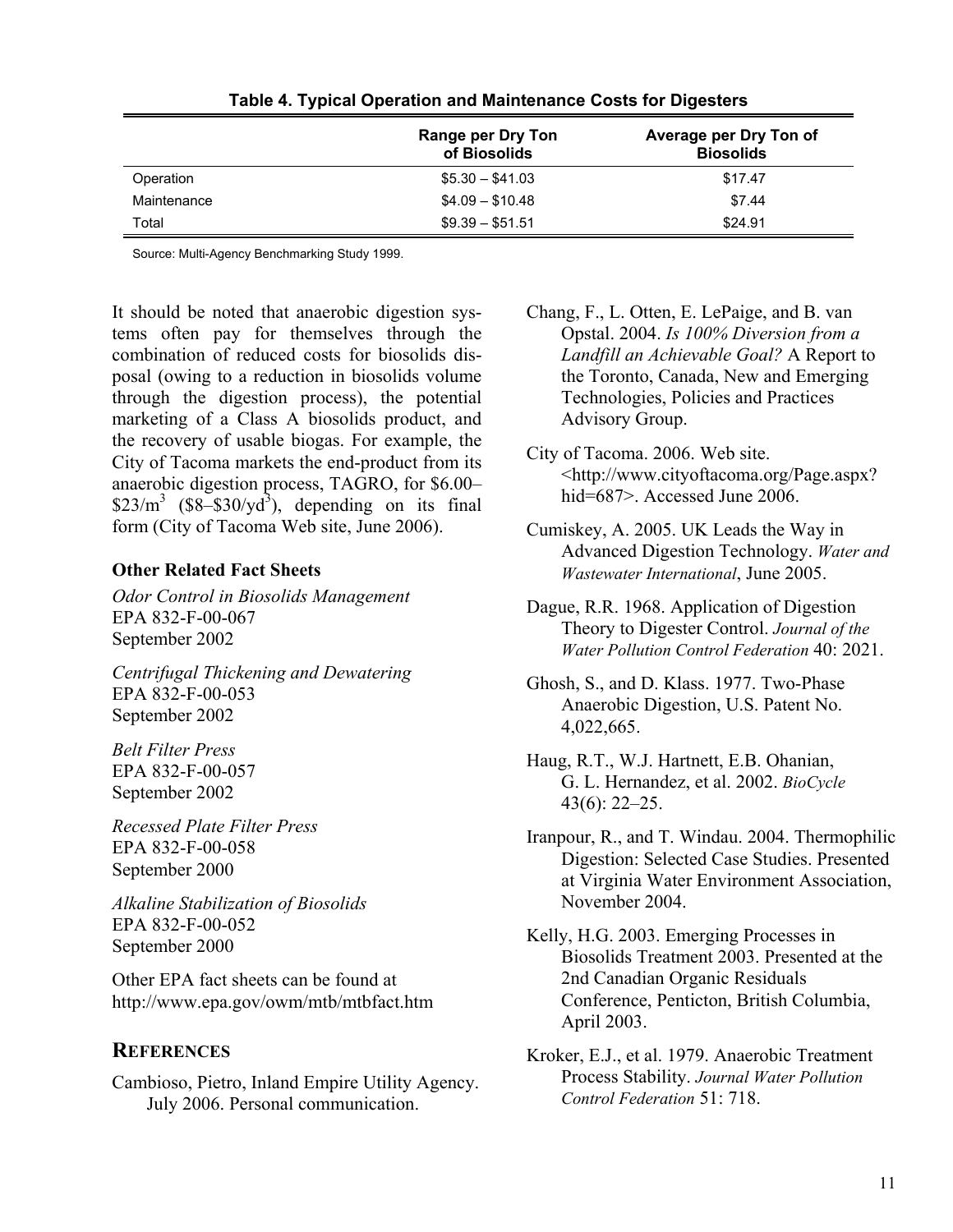**Table 4. Typical Operation and Maintenance Costs for Digesters**

| | Range per Dry Ton of Biosolids | Average per Dry Ton of Biosolids |
|---|---|---|
| Operation | \$5.30 – \$41.03 | \$17.47 |
| Maintenance | \$4.09 – \$10.48 | \$7.44 |
| Total | \$9.39 – \$51.51 | \$24.91 |

Source: Multi-Agency Benchmarking Study 1999.

It should be noted that anaerobic digestion systems often pay for themselves through the combination of reduced costs for biosolids disposal (owing to a reduction in biosolids volume through the digestion process), the potential marketing of a Class A biosolids product, and the recovery of usable biogas. For example, the City of Tacoma markets the end-product from its anaerobic digestion process, TAGRO, for \$6.00–\$23/$m^3$ (\$8–\$30/$yd^3$), depending on its final form (City of Tacoma Web site, June 2006).

### Other Related Fact Sheets

*Odor Control in Biosolids Management*
EPA 832-F-00-067
September 2002

*Centrifugal Thickening and Dewatering*
EPA 832-F-00-053
September 2002

*Belt Filter Press*
EPA 832-F-00-057
September 2002

*Recessed Plate Filter Press*
EPA 832-F-00-058
September 2000

*Alkaline Stabilization of Biosolids*
EPA 832-F-00-052
September 2000

Other EPA fact sheets can be found at http://www.epa.gov/owm/mtb/mtbfact.htm

## REFERENCES

Cambioso, Pietro, Inland Empire Utility Agency. July 2006. Personal communication.

Chang, F., L. Otten, E. LePaige, and B. van Opstal. 2004. *Is 100% Diversion from a Landfill an Achievable Goal?* A Report to the Toronto, Canada, New and Emerging Technologies, Policies and Practices Advisory Group.

City of Tacoma. 2006. Web site. <http://www.cityoftacoma.org/Page.aspx?hid=687>. Accessed June 2006.

Cumiskey, A. 2005. UK Leads the Way in Advanced Digestion Technology. *Water and Wastewater International*, June 2005.

Dague, R.R. 1968. Application of Digestion Theory to Digester Control. *Journal of the Water Pollution Control Federation* 40: 2021.

Ghosh, S., and D. Klass. 1977. Two-Phase Anaerobic Digestion, U.S. Patent No. 4,022,665.

Haug, R.T., W.J. Hartnett, E.B. Ohanian, G. L. Hernandez, et al. 2002. *BioCycle* 43(6): 22–25.

Iranpour, R., and T. Windau. 2004. Thermophilic Digestion: Selected Case Studies. Presented at Virginia Water Environment Association, November 2004.

Kelly, H.G. 2003. Emerging Processes in Biosolids Treatment 2003. Presented at the 2nd Canadian Organic Residuals Conference, Penticton, British Columbia, April 2003.

Kroker, E.J., et al. 1979. Anaerobic Treatment Process Stability. *Journal Water Pollution Control Federation* 51: 718.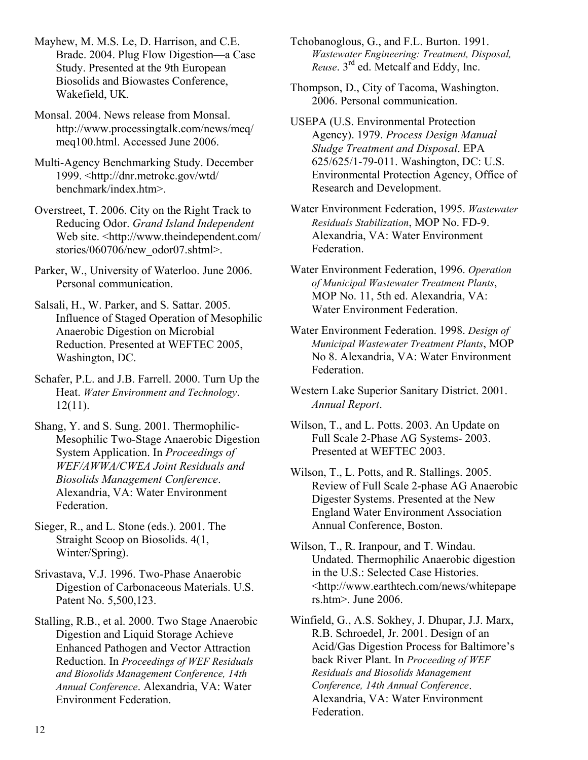Mayhew, M. M.S. Le, D. Harrison, and C.E. Brade. 2004. Plug Flow Digestion—a Case Study. Presented at the 9th European Biosolids and Biowastes Conference, Wakefield, UK.

Monsal. 2004. News release from Monsal. http://www.processingtalk.com/news/meq/meq100.html. Accessed June 2006.

Multi-Agency Benchmarking Study. December 1999. <http://dnr.metrokc.gov/wtd/benchmark/index.htm>.

Overstreet, T. 2006. City on the Right Track to Reducing Odor. *Grand Island Independent* Web site. <http://www.theindependent.com/stories/060706/new_odor07.shtml>.

Parker, W., University of Waterloo. June 2006. Personal communication.

Salsali, H., W. Parker, and S. Sattar. 2005. Influence of Staged Operation of Mesophilic Anaerobic Digestion on Microbial Reduction. Presented at WEFTEC 2005, Washington, DC.

Schafer, P.L. and J.B. Farrell. 2000. Turn Up the Heat. *Water Environment and Technology*. 12(11).

Shang, Y. and S. Sung. 2001. Thermophilic-Mesophilic Two-Stage Anaerobic Digestion System Application. In *Proceedings of WEF/AWWA/CWEA Joint Residuals and Biosolids Management Conference*. Alexandria, VA: Water Environment Federation.

Sieger, R., and L. Stone (eds.). 2001. The Straight Scoop on Biosolids. 4(1, Winter/Spring).

Srivastava, V.J. 1996. Two-Phase Anaerobic Digestion of Carbonaceous Materials. U.S. Patent No. 5,500,123.

Stalling, R.B., et al. 2000. Two Stage Anaerobic Digestion and Liquid Storage Achieve Enhanced Pathogen and Vector Attraction Reduction. In *Proceedings of WEF Residuals and Biosolids Management Conference, 14th Annual Conference*. Alexandria, VA: Water Environment Federation.

Tchobanoglous, G., and F.L. Burton. 1991. *Wastewater Engineering: Treatment, Disposal, Reuse*. 3rd ed. Metcalf and Eddy, Inc.

Thompson, D., City of Tacoma, Washington. 2006. Personal communication.

USEPA (U.S. Environmental Protection Agency). 1979. *Process Design Manual Sludge Treatment and Disposal*. EPA 625/625/1-79-011. Washington, DC: U.S. Environmental Protection Agency, Office of Research and Development.

Water Environment Federation, 1995. *Wastewater Residuals Stabilization*, MOP No. FD-9. Alexandria, VA: Water Environment Federation.

Water Environment Federation, 1996. *Operation of Municipal Wastewater Treatment Plants*, MOP No. 11, 5th ed. Alexandria, VA: Water Environment Federation.

Water Environment Federation. 1998. *Design of Municipal Wastewater Treatment Plants*, MOP No 8. Alexandria, VA: Water Environment Federation.

Western Lake Superior Sanitary District. 2001. *Annual Report*.

Wilson, T., and L. Potts. 2003. An Update on Full Scale 2-Phase AG Systems- 2003. Presented at WEFTEC 2003.

Wilson, T., L. Potts, and R. Stallings. 2005. Review of Full Scale 2-phase AG Anaerobic Digester Systems. Presented at the New England Water Environment Association Annual Conference, Boston.

Wilson, T., R. Iranpour, and T. Windau. Undated. Thermophilic Anaerobic digestion in the U.S.: Selected Case Histories. <http://www.earthtech.com/news/whitepapers.htm>. June 2006.

Winfield, G., A.S. Sokhey, J. Dhupar, J.J. Marx, R.B. Schroedel, Jr. 2001. Design of an Acid/Gas Digestion Process for Baltimore's back River Plant. In *Proceeding of WEF Residuals and Biosolids Management Conference, 14th Annual Conference*. Alexandria, VA: Water Environment Federation.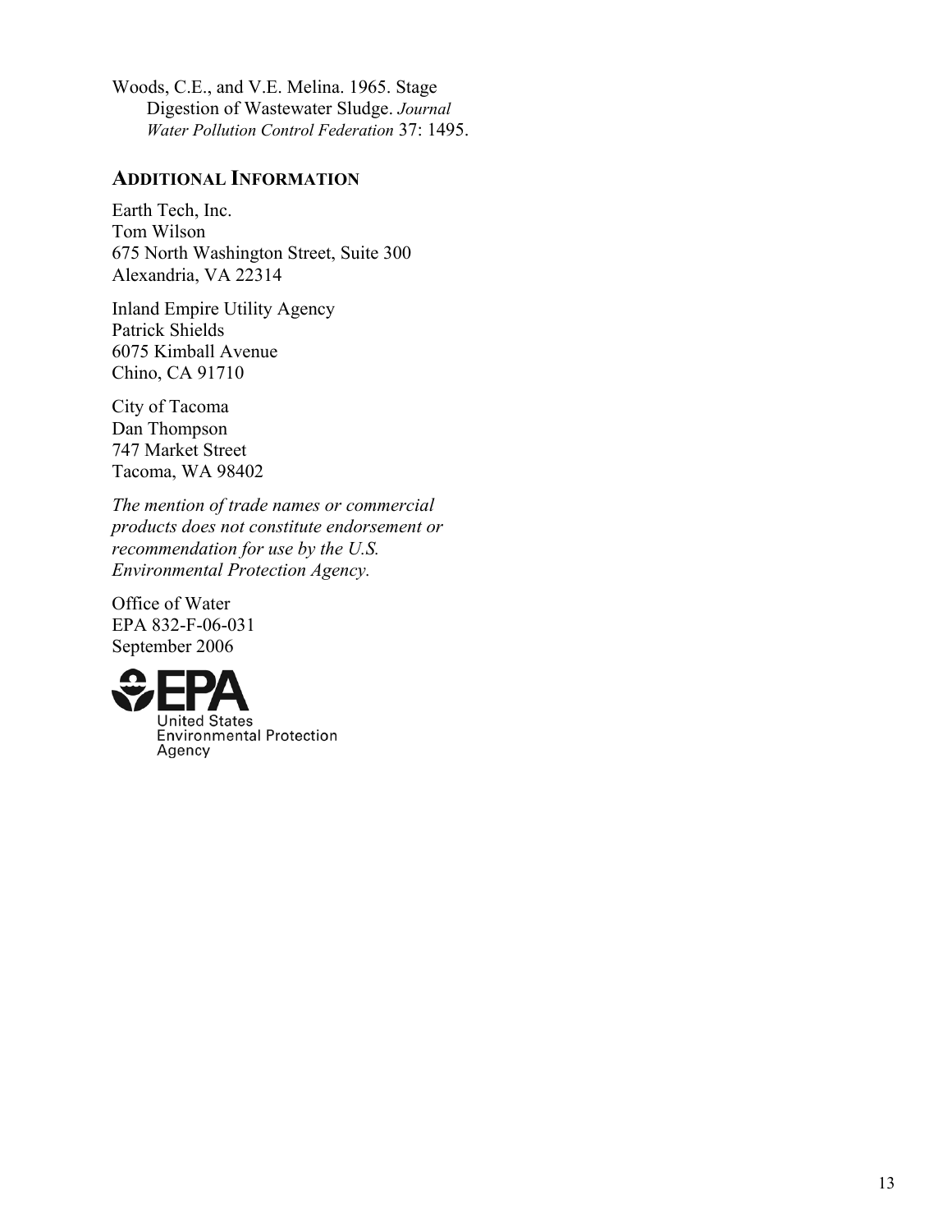Woods, C.E., and V.E. Melina. 1965. Stage Digestion of Wastewater Sludge. *Journal Water Pollution Control Federation* 37: 1495.

## ADDITIONAL INFORMATION

Earth Tech, Inc.
Tom Wilson
675 North Washington Street, Suite 300
Alexandria, VA 22314

Inland Empire Utility Agency
Patrick Shields
6075 Kimball Avenue
Chino, CA 91710

City of Tacoma
Dan Thompson
747 Market Street
Tacoma, WA 98402

*The mention of trade names or commercial products does not constitute endorsement or recommendation for use by the U.S. Environmental Protection Agency.*

Office of Water
EPA 832-F-06-031
September 2006

EPA
United States
Environmental Protection
Agency